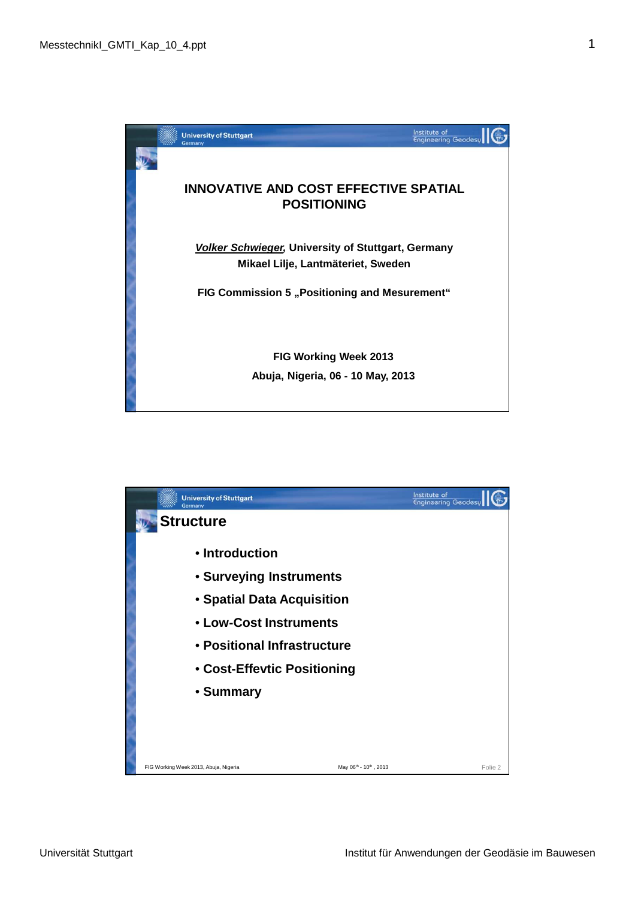# INNOVATIVE AND COST EFFECTIVE SPATIAL POSITIONING

***Volker Schwieger,*** **University of Stuttgart, Germany**
**Mikael Lilje, Lantmäteriet, Sweden**

**FIG Commission 5 „Positioning and Mesurement“**

**FIG Working Week 2013**
**Abuja, Nigeria, 06 - 10 May, 2013**

## Structure

- **Introduction**
- **Surveying Instruments**
- **Spatial Data Acquisition**
- **Low-Cost Instruments**
- **Positional Infrastructure**
- **Cost-Effevtic Positioning**
- **Summary**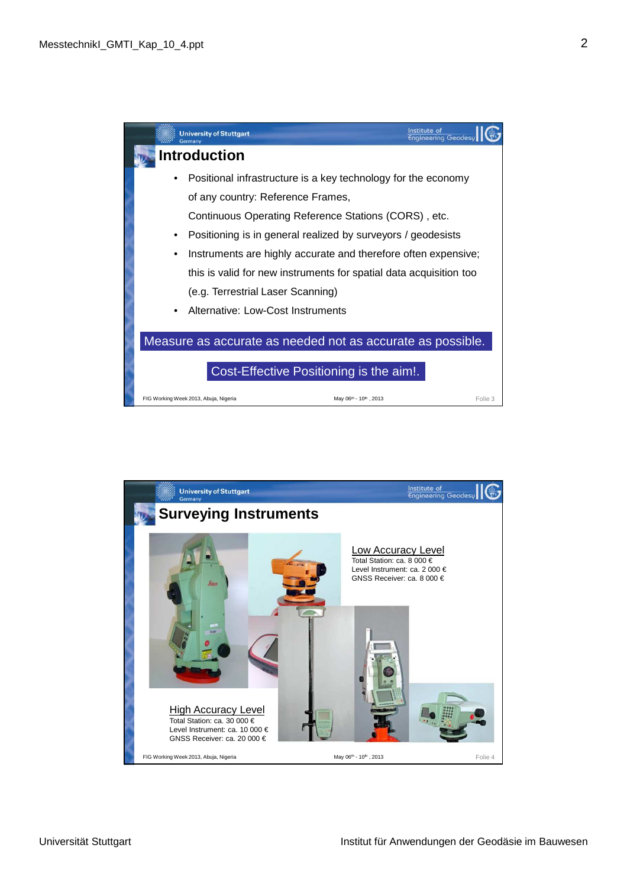## Introduction

- Positional infrastructure is a key technology for the economy of any country: Reference Frames, Continuous Operating Reference Stations (CORS) , etc.
- Positioning is in general realized by surveyors / geodesists
- Instruments are highly accurate and therefore often expensive; this is valid for new instruments for spatial data acquisition too (e.g. Terrestrial Laser Scanning)
- Alternative: Low-Cost Instruments

**Measure as accurate as needed not as accurate as possible.**

**Cost-Effective Positioning is the aim!.**

## Surveying Instruments

**Low Accuracy Level**
Total Station: ca. 8 000 €
Level Instrument: ca. 2 000 €
GNSS Receiver: ca. 8 000 €

**High Accuracy Level**
Total Station: ca. 30 000 €
Level Instrument: ca. 10 000 €
GNSS Receiver: ca. 20 000 €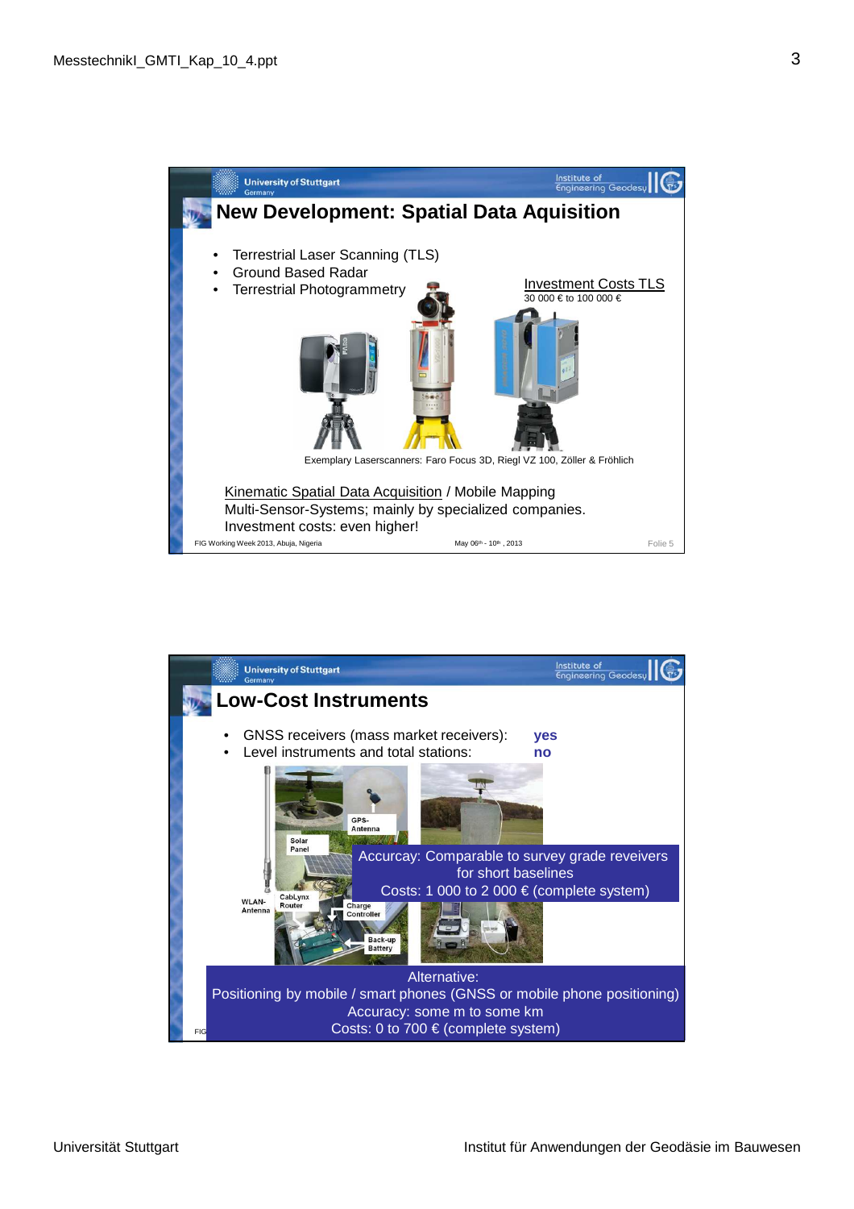## New Development: Spatial Data Aquisition

- Terrestrial Laser Scanning (TLS)
- Ground Based Radar
- Terrestrial Photogrammetry

Investment Costs TLS

30 000 € to 100 000 €

Exemplary Laserscanners: Faro Focus 3D, Riegl VZ 100, Zöller & Fröhlich

Kinematic Spatial Data Acquisition / Mobile Mapping
Multi-Sensor-Systems; mainly by specialized companies.
Investment costs: even higher!

FIG Working Week 2013, Abuja, Nigeria — May 06th - 10th, 2013 — Folie 5

## Low-Cost Instruments

- GNSS receivers (mass market receivers): **yes**
- Level instruments and total stations: **no**

GPS-Antenna, Solar Panel, WLAN-Antenna, CabLynx Router, Charge Controller, Back-up Battery

Accurcay: Comparable to survey grade reveivers for short baselines
Costs: 1 000 to 2 000 € (complete system)

Alternative:
Positioning by mobile / smart phones (GNSS or mobile phone positioning)
Accuracy: some m to some km
Costs: 0 to 700 € (complete system)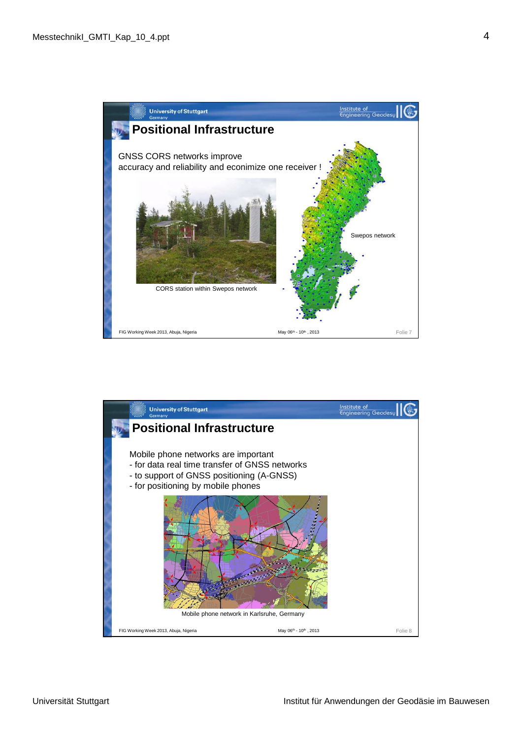## Positional Infrastructure

GNSS CORS networks improve
accuracy and reliability and econimize one receiver !

CORS station within Swepos network

Swepos network

## Positional Infrastructure

Mobile phone networks are important
- for data real time transfer of GNSS networks
- to support of GNSS positioning (A-GNSS)
- for positioning by mobile phones

Mobile phone network in Karlsruhe, Germany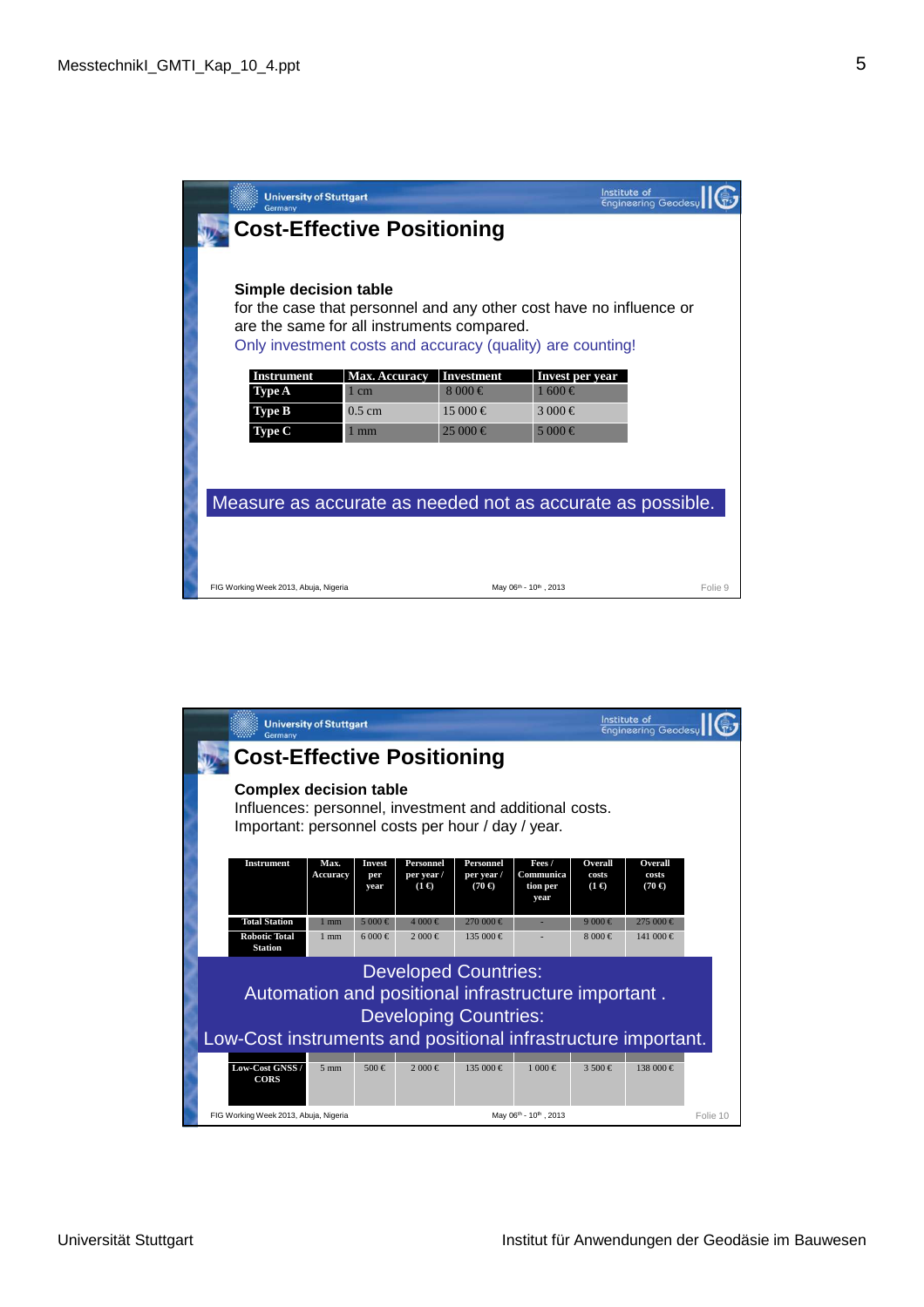## Cost-Effective Positioning

**Simple decision table**

for the case that personnel and any other cost have no influence or are the same for all instruments compared.

Only investment costs and accuracy (quality) are counting!

| Instrument | Max. Accuracy | Investment | Invest per year |
|---|---|---|---|
| Type A | 1 cm | 8 000 € | 1 600 € |
| Type B | 0.5 cm | 15 000 € | 3 000 € |
| Type C | 1 mm | 25 000 € | 5 000 € |

Measure as accurate as needed not as accurate as possible.

FIG Working Week 2013, Abuja, Nigeria — May 06th - 10th , 2013 — Folie 9

## Cost-Effective Positioning

**Complex decision table**

Influences: personnel, investment and additional costs.

Important: personnel costs per hour / day / year.

| Instrument | Max. Accuracy | Invest per year | Personnel per year / (1 €) | Personnel per year / (70 €) | Fees / Communication per year | Overall costs (1 €) | Overall costs (70 €) |
|---|---|---|---|---|---|---|---|
| Total Station | 1 mm | 5 000 € | 4 000 € | 270 000 € | - | 9 000 € | 275 000 € |
| Robotic Total Station | 1 mm | 6 000 € | 2 000 € | 135 000 € | - | 8 000 € | 141 000 € |
| Low-Cost GNSS / CORS | 5 mm | 500 € | 2 000 € | 135 000 € | 1 000 € | 3 500 € | 138 000 € |

Developed Countries:
Automation and positional infrastructure important .
Developing Countries:
Low-Cost instruments and positional infrastructure important.

FIG Working Week 2013, Abuja, Nigeria — May 06th - 10th , 2013 — Folie 10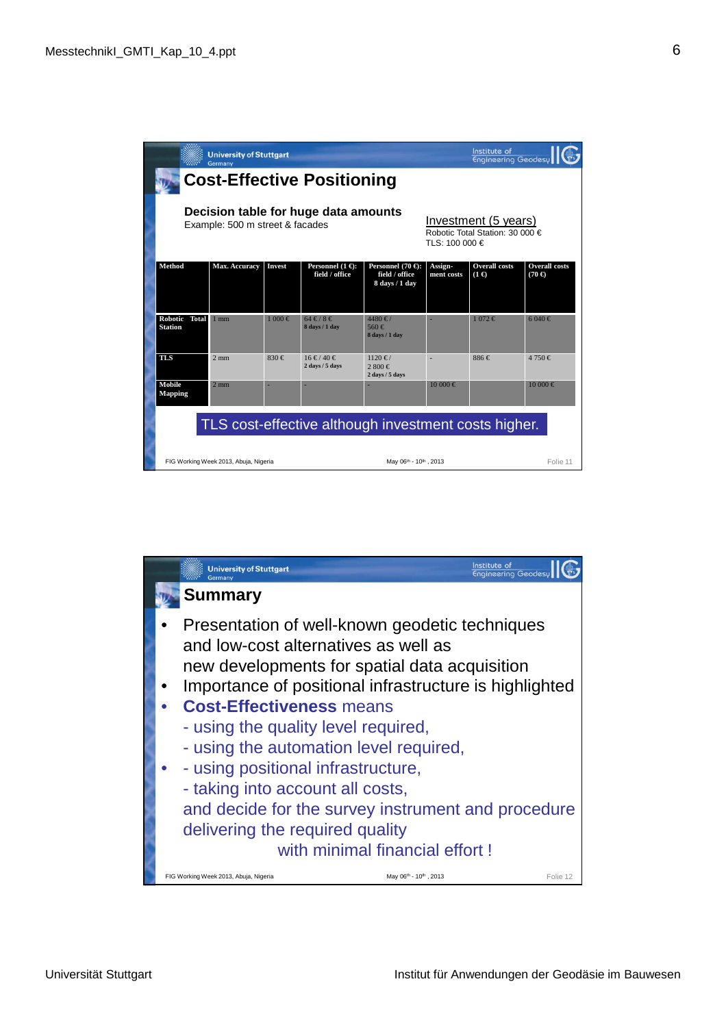## Cost-Effective Positioning

**Decision table for huge data amounts**
Example: 500 m street & facades

Investment (5 years)
Robotic Total Station: 30 000 €
TLS: 100 000 €

| Method | Max. Accuracy | Invest | Personnel (1 €): field / office | Personnel (70 €): field / office 8 days / 1 day | Assign-ment costs | Overall costs (1 €) | Overall costs (70 €) |
|---|---|---|---|---|---|---|---|
| Robotic Total Station | 1 mm | 1 000 € | 64 € / 8 € 8 days / 1 day | 4480 € / 560 € 8 days / 1 day | - | 1 072 € | 6 040 € |
| TLS | 2 mm | 830 € | 16 € / 40 € 2 days / 5 days | 1120 € / 2 800 € 2 days / 5 days | - | 886 € | 4 750 € |
| Mobile Mapping | 2 mm | - | - | - | 10 000 € | | 10 000 € |

TLS cost-effective although investment costs higher.

FIG Working Week 2013, Abuja, Nigeria — May 06th - 10th, 2013 — Folie 11

## Summary

- Presentation of well-known geodetic techniques and low-cost alternatives as well as new developments for spatial data acquisition
- Importance of positional infrastructure is highlighted
- **Cost-Effectiveness** means
  - using the quality level required,
  - using the automation level required,
  - using positional infrastructure,
  - taking into account all costs,

  and decide for the survey instrument and procedure delivering the required quality with minimal financial effort !

FIG Working Week 2013, Abuja, Nigeria — May 06th - 10th, 2013 — Folie 12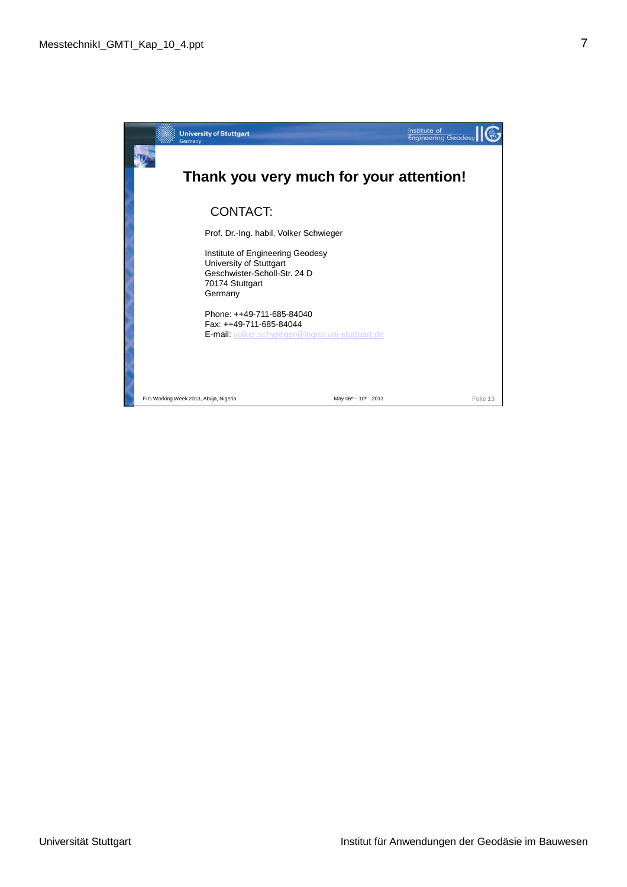University of Stuttgart
Germany

Institute of Engineering Geodesy

# Thank you very much for your attention!

## CONTACT:

Prof. Dr.-Ing. habil. Volker Schwieger

Institute of Engineering Geodesy
University of Stuttgart
Geschwister-Scholl-Str. 24 D
70174 Stuttgart
Germany

Phone: ++49-711-685-84040
Fax: ++49-711-685-84044
E-mail: volker.schwieger@ingeo.uni-stuttgart.de

FIG Working Week 2013, Abuja, Nigeria — May 06th - 10th, 2013 — Folie 13